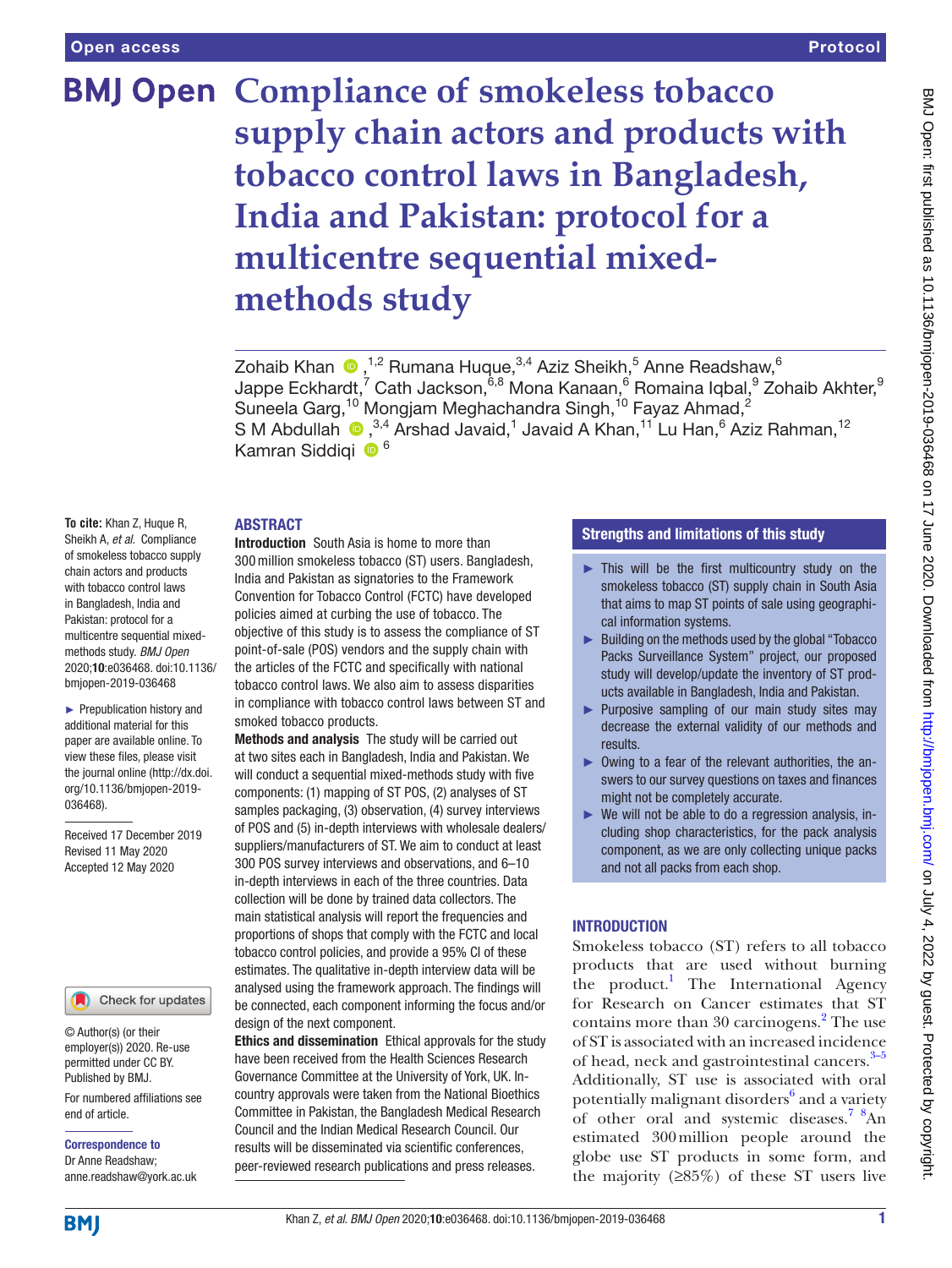# Compliance of smokeless tobacco supply chain actors and products with tobacco control laws in Bangladesh, India and Pakistan: protocol for a multicentre sequential mixed-methods study

Zohaib Khan [1,2] Rumana Huque,[3,4] Aziz Sheikh,[5] Anne Readshaw,[6] Jappe Eckhardt,[7] Cath Jackson,[6,8] Mona Kanaan,[6] Romaina Iqbal,[9] Zohaib Akhter,[9] Suneela Garg,[10] Mongjam Meghachandra Singh,[10] Fayaz Ahmad,[2] S M Abdullah [3,4] Arshad Javaid,[1] Javaid A Khan,[11] Lu Han,[6] Aziz Rahman,[12] Kamran Siddiqi [6]

**To cite:** Khan Z, Huque R, Sheikh A, *et al*. Compliance of smokeless tobacco supply chain actors and products with tobacco control laws in Bangladesh, India and Pakistan: protocol for a multicentre sequential mixed-methods study. *BMJ Open* 2020;**10**:e036468. doi:10.1136/bmjopen-2019-036468

► Prepublication history and additional material for this paper are available online. To view these files, please visit the journal online (http://dx.doi.org/10.1136/bmjopen-2019-036468).

Received 17 December 2019
Revised 11 May 2020
Accepted 12 May 2020

© Author(s) (or their employer(s)) 2020. Re-use permitted under CC BY. Published by BMJ.

For numbered affiliations see end of article.

**Correspondence to**
Dr Anne Readshaw; anne.readshaw@york.ac.uk

## ABSTRACT

**Introduction** South Asia is home to more than 300 million smokeless tobacco (ST) users. Bangladesh, India and Pakistan as signatories to the Framework Convention for Tobacco Control (FCTC) have developed policies aimed at curbing the use of tobacco. The objective of this study is to assess the compliance of ST point-of-sale (POS) vendors and the supply chain with the articles of the FCTC and specifically with national tobacco control laws. We also aim to assess disparities in compliance with tobacco control laws between ST and smoked tobacco products.

**Methods and analysis** The study will be carried out at two sites each in Bangladesh, India and Pakistan. We will conduct a sequential mixed-methods study with five components: (1) mapping of ST POS, (2) analyses of ST samples packaging, (3) observation, (4) survey interviews of POS and (5) in-depth interviews with wholesale dealers/suppliers/manufacturers of ST. We aim to conduct at least 300 POS survey interviews and observations, and 6–10 in-depth interviews in each of the three countries. Data collection will be done by trained data collectors. The main statistical analysis will report the frequencies and proportions of shops that comply with the FCTC and local tobacco control policies, and provide a 95% CI of these estimates. The qualitative in-depth interview data will be analysed using the framework approach. The findings will be connected, each component informing the focus and/or design of the next component.

**Ethics and dissemination** Ethical approvals for the study have been received from the Health Sciences Research Governance Committee at the University of York, UK. In-country approvals were taken from the National Bioethics Committee in Pakistan, the Bangladesh Medical Research Council and the Indian Medical Research Council. Our results will be disseminated via scientific conferences, peer-reviewed research publications and press releases.

## Strengths and limitations of this study

- ► This will be the first multicountry study on the smokeless tobacco (ST) supply chain in South Asia that aims to map ST points of sale using geographical information systems.
- ► Building on the methods used by the global "Tobacco Packs Surveillance System" project, our proposed study will develop/update the inventory of ST products available in Bangladesh, India and Pakistan.
- ► Purposive sampling of our main study sites may decrease the external validity of our methods and results.
- ► Owing to a fear of the relevant authorities, the answers to our survey questions on taxes and finances might not be completely accurate.
- ► We will not be able to do a regression analysis, including shop characteristics, for the pack analysis component, as we are only collecting unique packs and not all packs from each shop.

## INTRODUCTION

Smokeless tobacco (ST) refers to all tobacco products that are used without burning the product.[1] The International Agency for Research on Cancer estimates that ST contains more than 30 carcinogens.[2] The use of ST is associated with an increased incidence of head, neck and gastrointestinal cancers.[3–5] Additionally, ST use is associated with oral potentially malignant disorders[6] and a variety of other oral and systemic diseases.[7 8] An estimated 300 million people around the globe use ST products in some form, and the majority (≥85%) of these ST users live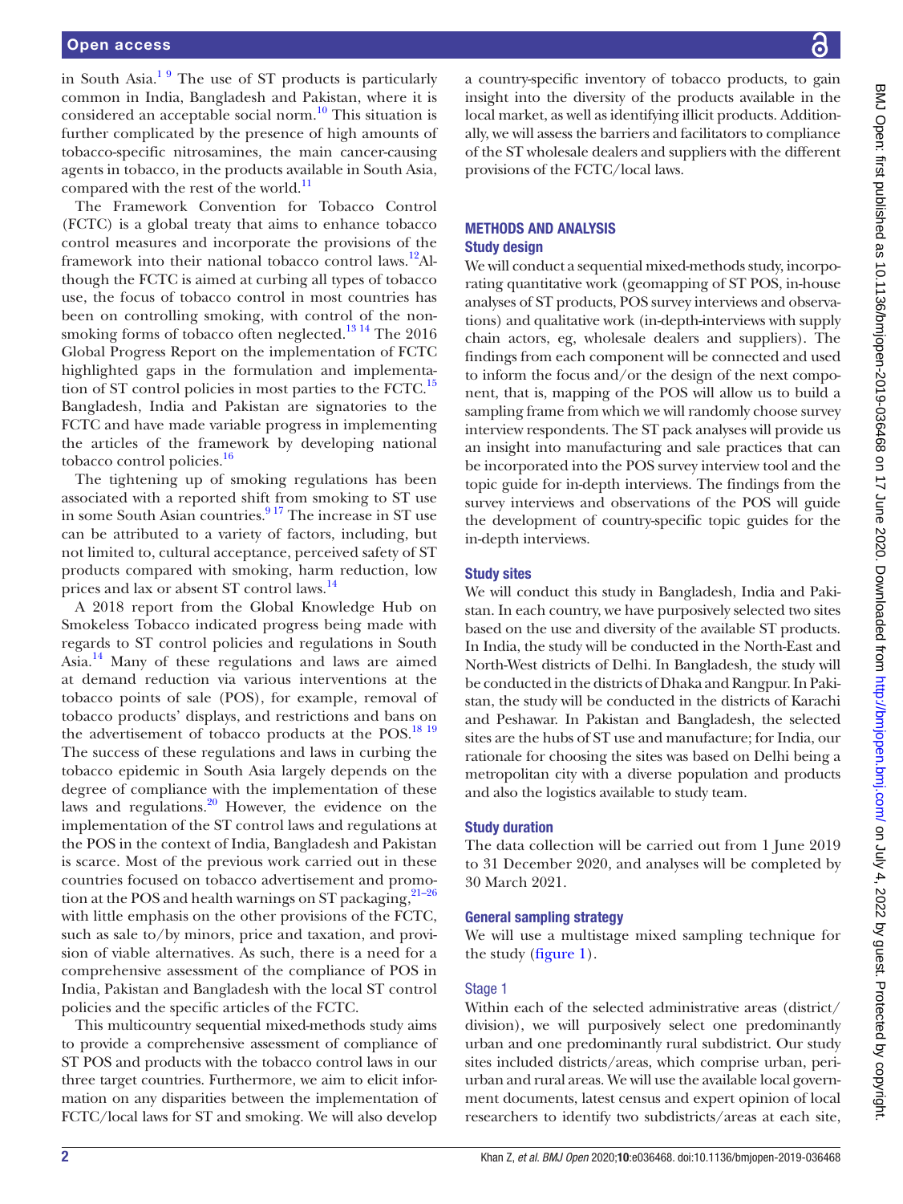in South Asia.[1 9] The use of ST products is particularly common in India, Bangladesh and Pakistan, where it is considered an acceptable social norm.[10] This situation is further complicated by the presence of high amounts of tobacco-specific nitrosamines, the main cancer-causing agents in tobacco, in the products available in South Asia, compared with the rest of the world.[11]

The Framework Convention for Tobacco Control (FCTC) is a global treaty that aims to enhance tobacco control measures and incorporate the provisions of the framework into their national tobacco control laws.[12] Although the FCTC is aimed at curbing all types of tobacco use, the focus of tobacco control in most countries has been on controlling smoking, with control of the non-smoking forms of tobacco often neglected.[13 14] The 2016 Global Progress Report on the implementation of FCTC highlighted gaps in the formulation and implementation of ST control policies in most parties to the FCTC.[15] Bangladesh, India and Pakistan are signatories to the FCTC and have made variable progress in implementing the articles of the framework by developing national tobacco control policies.[16]

The tightening up of smoking regulations has been associated with a reported shift from smoking to ST use in some South Asian countries.[9 17] The increase in ST use can be attributed to a variety of factors, including, but not limited to, cultural acceptance, perceived safety of ST products compared with smoking, harm reduction, low prices and lax or absent ST control laws.[14]

A 2018 report from the Global Knowledge Hub on Smokeless Tobacco indicated progress being made with regards to ST control policies and regulations in South Asia.[14] Many of these regulations and laws are aimed at demand reduction via various interventions at the tobacco points of sale (POS), for example, removal of tobacco products' displays, and restrictions and bans on the advertisement of tobacco products at the POS.[18 19] The success of these regulations and laws in curbing the tobacco epidemic in South Asia largely depends on the degree of compliance with the implementation of these laws and regulations.[20] However, the evidence on the implementation of the ST control laws and regulations at the POS in the context of India, Bangladesh and Pakistan is scarce. Most of the previous work carried out in these countries focused on tobacco advertisement and promotion at the POS and health warnings on ST packaging,[21–26] with little emphasis on the other provisions of the FCTC, such as sale to/by minors, price and taxation, and provision of viable alternatives. As such, there is a need for a comprehensive assessment of the compliance of POS in India, Pakistan and Bangladesh with the local ST control policies and the specific articles of the FCTC.

This multicountry sequential mixed-methods study aims to provide a comprehensive assessment of compliance of ST POS and products with the tobacco control laws in our three target countries. Furthermore, we aim to elicit information on any disparities between the implementation of FCTC/local laws for ST and smoking. We will also develop a country-specific inventory of tobacco products, to gain insight into the diversity of the products available in the local market, as well as identifying illicit products. Additionally, we will assess the barriers and facilitators to compliance of the ST wholesale dealers and suppliers with the different provisions of the FCTC/local laws.

## METHODS AND ANALYSIS

### Study design

We will conduct a sequential mixed-methods study, incorporating quantitative work (geomapping of ST POS, in-house analyses of ST products, POS survey interviews and observations) and qualitative work (in-depth-interviews with supply chain actors, eg, wholesale dealers and suppliers). The findings from each component will be connected and used to inform the focus and/or the design of the next component, that is, mapping of the POS will allow us to build a sampling frame from which we will randomly choose survey interview respondents. The ST pack analyses will provide us an insight into manufacturing and sale practices that can be incorporated into the POS survey interview tool and the topic guide for in-depth interviews. The findings from the survey interviews and observations of the POS will guide the development of country-specific topic guides for the in-depth interviews.

### Study sites

We will conduct this study in Bangladesh, India and Pakistan. In each country, we have purposively selected two sites based on the use and diversity of the available ST products. In India, the study will be conducted in the North-East and North-West districts of Delhi. In Bangladesh, the study will be conducted in the districts of Dhaka and Rangpur. In Pakistan, the study will be conducted in the districts of Karachi and Peshawar. In Pakistan and Bangladesh, the selected sites are the hubs of ST use and manufacture; for India, our rationale for choosing the sites was based on Delhi being a metropolitan city with a diverse population and products and also the logistics available to study team.

### Study duration

The data collection will be carried out from 1 June 2019 to 31 December 2020, and analyses will be completed by 30 March 2021.

### General sampling strategy

We will use a multistage mixed sampling technique for the study (figure 1).

#### Stage 1

Within each of the selected administrative areas (district/division), we will purposively select one predominantly urban and one predominantly rural subdistrict. Our study sites included districts/areas, which comprise urban, peri-urban and rural areas. We will use the available local government documents, latest census and expert opinion of local researchers to identify two subdistricts/areas at each site,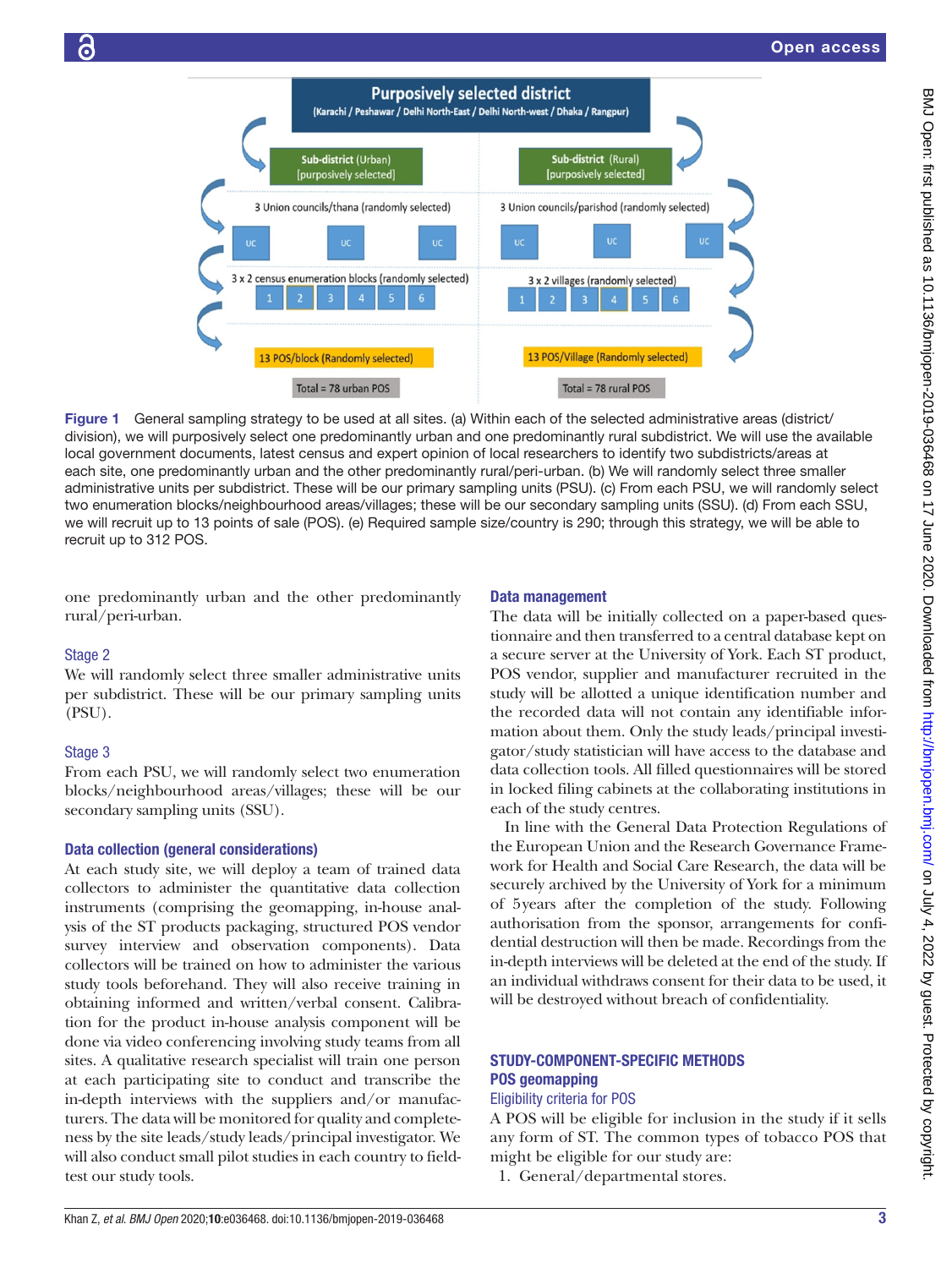Figure 1 General sampling strategy to be used at all sites. (a) Within each of the selected administrative areas (district/division), we will purposively select one predominantly urban and one predominantly rural subdistrict. We will use the available local government documents, latest census and expert opinion of local researchers to identify two subdistricts/areas at each site, one predominantly urban and the other predominantly rural/peri-urban. (b) We will randomly select three smaller administrative units per subdistrict. These will be our primary sampling units (PSU). (c) From each PSU, we will randomly select two enumeration blocks/neighbourhood areas/villages; these will be our secondary sampling units (SSU). (d) From each SSU, we will recruit up to 13 points of sale (POS). (e) Required sample size/country is 290; through this strategy, we will be able to recruit up to 312 POS.

one predominantly urban and the other predominantly rural/peri-urban.

### Stage 2

We will randomly select three smaller administrative units per subdistrict. These will be our primary sampling units (PSU).

### Stage 3

From each PSU, we will randomly select two enumeration blocks/neighbourhood areas/villages; these will be our secondary sampling units (SSU).

## Data collection (general considerations)

At each study site, we will deploy a team of trained data collectors to administer the quantitative data collection instruments (comprising the geomapping, in-house analysis of the ST products packaging, structured POS vendor survey interview and observation components). Data collectors will be trained on how to administer the various study tools beforehand. They will also receive training in obtaining informed and written/verbal consent. Calibration for the product in-house analysis component will be done via video conferencing involving study teams from all sites. A qualitative research specialist will train one person at each participating site to conduct and transcribe the in-depth interviews with the suppliers and/or manufacturers. The data will be monitored for quality and completeness by the site leads/study leads/principal investigator. We will also conduct small pilot studies in each country to field-test our study tools.

## Data management

The data will be initially collected on a paper-based questionnaire and then transferred to a central database kept on a secure server at the University of York. Each ST product, POS vendor, supplier and manufacturer recruited in the study will be allotted a unique identification number and the recorded data will not contain any identifiable information about them. Only the study leads/principal investigator/study statistician will have access to the database and data collection tools. All filled questionnaires will be stored in locked filing cabinets at the collaborating institutions in each of the study centres.

In line with the General Data Protection Regulations of the European Union and the Research Governance Framework for Health and Social Care Research, the data will be securely archived by the University of York for a minimum of 5years after the completion of the study. Following authorisation from the sponsor, arrangements for confidential destruction will then be made. Recordings from the in-depth interviews will be deleted at the end of the study. If an individual withdraws consent for their data to be used, it will be destroyed without breach of confidentiality.

## STUDY-COMPONENT-SPECIFIC METHODS

## POS geomapping

### Eligibility criteria for POS

A POS will be eligible for inclusion in the study if it sells any form of ST. The common types of tobacco POS that might be eligible for our study are:

1. General/departmental stores.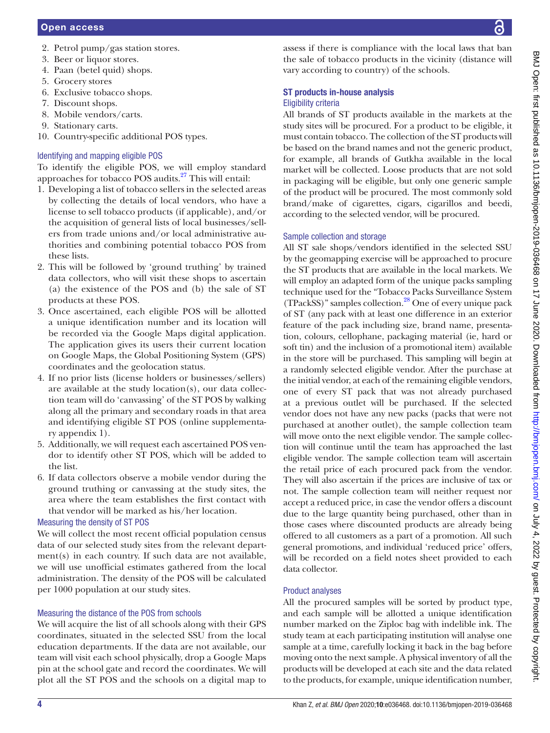2. Petrol pump/gas station stores.
3. Beer or liquor stores.
4. Paan (betel quid) shops.
5. Grocery stores
6. Exclusive tobacco shops.
7. Discount shops.
8. Mobile vendors/carts.
9. Stationary carts.
10. Country-specific additional POS types.

### Identifying and mapping eligible POS

To identify the eligible POS, we will employ standard approaches for tobacco POS audits.[27] This will entail:

1. Developing a list of tobacco sellers in the selected areas by collecting the details of local vendors, who have a license to sell tobacco products (if applicable), and/or the acquisition of general lists of local businesses/sellers from trade unions and/or local administrative authorities and combining potential tobacco POS from these lists.
2. This will be followed by 'ground truthing' by trained data collectors, who will visit these shops to ascertain (a) the existence of the POS and (b) the sale of ST products at these POS.
3. Once ascertained, each eligible POS will be allotted a unique identification number and its location will be recorded via the Google Maps digital application. The application gives its users their current location on Google Maps, the Global Positioning System (GPS) coordinates and the geolocation status.
4. If no prior lists (license holders or businesses/sellers) are available at the study location(s), our data collection team will do 'canvassing' of the ST POS by walking along all the primary and secondary roads in that area and identifying eligible ST POS (online supplementary appendix 1).
5. Additionally, we will request each ascertained POS vendor to identify other ST POS, which will be added to the list.
6. If data collectors observe a mobile vendor during the ground truthing or canvassing at the study sites, the area where the team establishes the first contact with that vendor will be marked as his/her location.

### Measuring the density of ST POS

We will collect the most recent official population census data of our selected study sites from the relevant department(s) in each country. If such data are not available, we will use unofficial estimates gathered from the local administration. The density of the POS will be calculated per 1000 population at our study sites.

### Measuring the distance of the POS from schools

We will acquire the list of all schools along with their GPS coordinates, situated in the selected SSU from the local education departments. If the data are not available, our team will visit each school physically, drop a Google Maps pin at the school gate and record the coordinates. We will plot all the ST POS and the schools on a digital map to assess if there is compliance with the local laws that ban the sale of tobacco products in the vicinity (distance will vary according to country) of the schools.

## ST products in-house analysis

### Eligibility criteria

All brands of ST products available in the markets at the study sites will be procured. For a product to be eligible, it must contain tobacco. The collection of the ST products will be based on the brand names and not the generic product, for example, all brands of Gutkha available in the local market will be collected. Loose products that are not sold in packaging will be eligible, but only one generic sample of the product will be procured. The most commonly sold brand/make of cigarettes, cigars, cigarillos and beedi, according to the selected vendor, will be procured.

### Sample collection and storage

All ST sale shops/vendors identified in the selected SSU by the geomapping exercise will be approached to procure the ST products that are available in the local markets. We will employ an adapted form of the unique packs sampling technique used for the "Tobacco Packs Surveillance System (TPackSS)" samples collection.[28] One of every unique pack of ST (any pack with at least one difference in an exterior feature of the pack including size, brand name, presentation, colours, cellophane, packaging material (ie, hard or soft tin) and the inclusion of a promotional item) available in the store will be purchased. This sampling will begin at a randomly selected eligible vendor. After the purchase at the initial vendor, at each of the remaining eligible vendors, one of every ST pack that was not already purchased at a previous outlet will be purchased. If the selected vendor does not have any new packs (packs that were not purchased at another outlet), the sample collection team will move onto the next eligible vendor. The sample collection will continue until the team has approached the last eligible vendor. The sample collection team will ascertain the retail price of each procured pack from the vendor. They will also ascertain if the prices are inclusive of tax or not. The sample collection team will neither request nor accept a reduced price, in case the vendor offers a discount due to the large quantity being purchased, other than in those cases where discounted products are already being offered to all customers as a part of a promotion. All such general promotions, and individual 'reduced price' offers, will be recorded on a field notes sheet provided to each data collector.

### Product analyses

All the procured samples will be sorted by product type, and each sample will be allotted a unique identification number marked on the Ziploc bag with indelible ink. The study team at each participating institution will analyse one sample at a time, carefully locking it back in the bag before moving onto the next sample. A physical inventory of all the products will be developed at each site and the data related to the products, for example, unique identification number,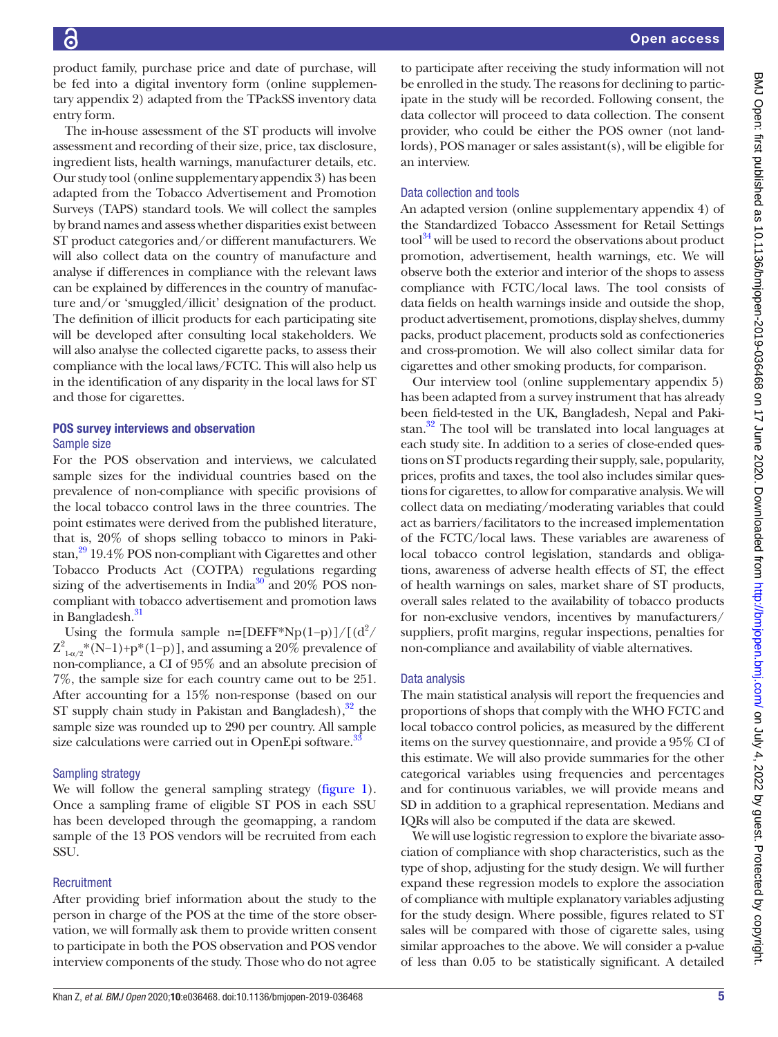product family, purchase price and date of purchase, will be fed into a digital inventory form (online supplementary appendix 2) adapted from the TPackSS inventory data entry form.

The in-house assessment of the ST products will involve assessment and recording of their size, price, tax disclosure, ingredient lists, health warnings, manufacturer details, etc. Our study tool (online supplementary appendix 3) has been adapted from the Tobacco Advertisement and Promotion Surveys (TAPS) standard tools. We will collect the samples by brand names and assess whether disparities exist between ST product categories and/or different manufacturers. We will also collect data on the country of manufacture and analyse if differences in compliance with the relevant laws can be explained by differences in the country of manufacture and/or 'smuggled/illicit' designation of the product. The definition of illicit products for each participating site will be developed after consulting local stakeholders. We will also analyse the collected cigarette packs, to assess their compliance with the local laws/FCTC. This will also help us in the identification of any disparity in the local laws for ST and those for cigarettes.

## POS survey interviews and observation

### Sample size

For the POS observation and interviews, we calculated sample sizes for the individual countries based on the prevalence of non-compliance with specific provisions of the local tobacco control laws in the three countries. The point estimates were derived from the published literature, that is, 20% of shops selling tobacco to minors in Pakistan,[29] 19.4% POS non-compliant with Cigarettes and other Tobacco Products Act (COTPA) regulations regarding sizing of the advertisements in India[30] and 20% POS non-compliant with tobacco advertisement and promotion laws in Bangladesh.[31]

Using the formula sample $n=[DEFF*Np(1-p)]/[(d^2/Z^2_{1-\alpha/2}*(N-1)+p*(1-p)]$, and assuming a 20% prevalence of non-compliance, a CI of 95% and an absolute precision of 7%, the sample size for each country came out to be 251. After accounting for a 15% non-response (based on our ST supply chain study in Pakistan and Bangladesh),[32] the sample size was rounded up to 290 per country. All sample size calculations were carried out in OpenEpi software.[33]

### Sampling strategy

We will follow the general sampling strategy (figure 1). Once a sampling frame of eligible ST POS in each SSU has been developed through the geomapping, a random sample of the 13 POS vendors will be recruited from each SSU.

### Recruitment

After providing brief information about the study to the person in charge of the POS at the time of the store observation, we will formally ask them to provide written consent to participate in both the POS observation and POS vendor interview components of the study. Those who do not agree to participate after receiving the study information will not be enrolled in the study. The reasons for declining to participate in the study will be recorded. Following consent, the data collector will proceed to data collection. The consent provider, who could be either the POS owner (not landlords), POS manager or sales assistant(s), will be eligible for an interview.

### Data collection and tools

An adapted version (online supplementary appendix 4) of the Standardized Tobacco Assessment for Retail Settings tool[34] will be used to record the observations about product promotion, advertisement, health warnings, etc. We will observe both the exterior and interior of the shops to assess compliance with FCTC/local laws. The tool consists of data fields on health warnings inside and outside the shop, product advertisement, promotions, display shelves, dummy packs, product placement, products sold as confectioneries and cross-promotion. We will also collect similar data for cigarettes and other smoking products, for comparison.

Our interview tool (online supplementary appendix 5) has been adapted from a survey instrument that has already been field-tested in the UK, Bangladesh, Nepal and Pakistan.[32] The tool will be translated into local languages at each study site. In addition to a series of close-ended questions on ST products regarding their supply, sale, popularity, prices, profits and taxes, the tool also includes similar questions for cigarettes, to allow for comparative analysis. We will collect data on mediating/moderating variables that could act as barriers/facilitators to the increased implementation of the FCTC/local laws. These variables are awareness of local tobacco control legislation, standards and obligations, awareness of adverse health effects of ST, the effect of health warnings on sales, market share of ST products, overall sales related to the availability of tobacco products for non-exclusive vendors, incentives by manufacturers/suppliers, profit margins, regular inspections, penalties for non-compliance and availability of viable alternatives.

### Data analysis

The main statistical analysis will report the frequencies and proportions of shops that comply with the WHO FCTC and local tobacco control policies, as measured by the different items on the survey questionnaire, and provide a 95% CI of this estimate. We will also provide summaries for the other categorical variables using frequencies and percentages and for continuous variables, we will provide means and SD in addition to a graphical representation. Medians and IQRs will also be computed if the data are skewed.

We will use logistic regression to explore the bivariate association of compliance with shop characteristics, such as the type of shop, adjusting for the study design. We will further expand these regression models to explore the association of compliance with multiple explanatory variables adjusting for the study design. Where possible, figures related to ST sales will be compared with those of cigarette sales, using similar approaches to the above. We will consider a p-value of less than 0.05 to be statistically significant. A detailed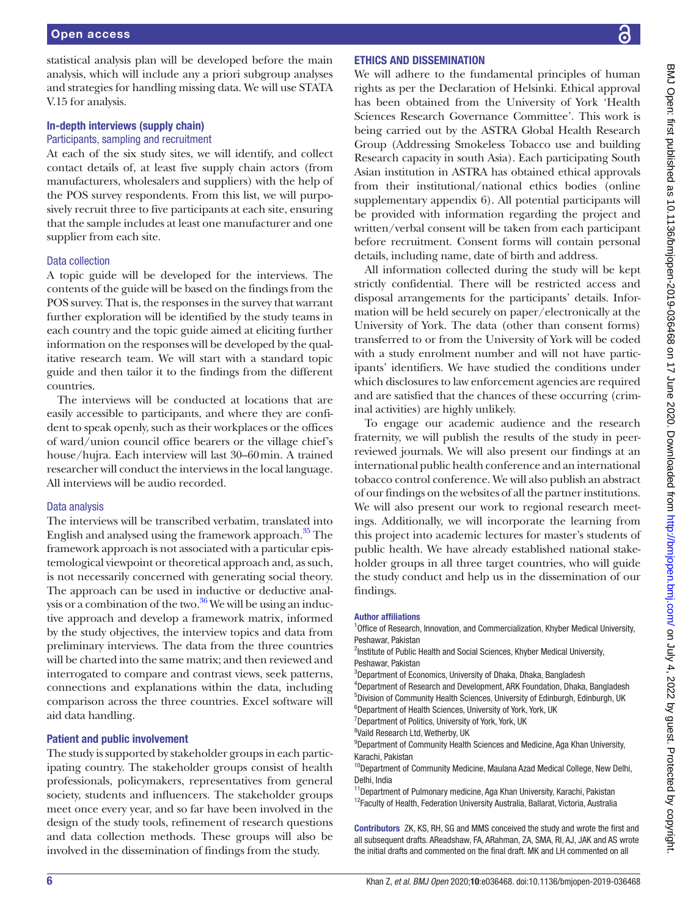statistical analysis plan will be developed before the main analysis, which will include any a priori subgroup analyses and strategies for handling missing data. We will use STATA V.15 for analysis.

### In-depth interviews (supply chain)

#### Participants, sampling and recruitment

At each of the six study sites, we will identify, and collect contact details of, at least five supply chain actors (from manufacturers, wholesalers and suppliers) with the help of the POS survey respondents. From this list, we will purposively recruit three to five participants at each site, ensuring that the sample includes at least one manufacturer and one supplier from each site.

#### Data collection

A topic guide will be developed for the interviews. The contents of the guide will be based on the findings from the POS survey. That is, the responses in the survey that warrant further exploration will be identified by the study teams in each country and the topic guide aimed at eliciting further information on the responses will be developed by the qualitative research team. We will start with a standard topic guide and then tailor it to the findings from the different countries.

The interviews will be conducted at locations that are easily accessible to participants, and where they are confident to speak openly, such as their workplaces or the offices of ward/union council office bearers or the village chief's house/hujra. Each interview will last 30–60 min. A trained researcher will conduct the interviews in the local language. All interviews will be audio recorded.

#### Data analysis

The interviews will be transcribed verbatim, translated into English and analysed using the framework approach.[35] The framework approach is not associated with a particular epistemological viewpoint or theoretical approach and, as such, is not necessarily concerned with generating social theory. The approach can be used in inductive or deductive analysis or a combination of the two.[36] We will be using an inductive approach and develop a framework matrix, informed by the study objectives, the interview topics and data from preliminary interviews. The data from the three countries will be charted into the same matrix; and then reviewed and interrogated to compare and contrast views, seek patterns, connections and explanations within the data, including comparison across the three countries. Excel software will aid data handling.

### Patient and public involvement

The study is supported by stakeholder groups in each participating country. The stakeholder groups consist of health professionals, policymakers, representatives from general society, students and influencers. The stakeholder groups meet once every year, and so far have been involved in the design of the study tools, refinement of research questions and data collection methods. These groups will also be involved in the dissemination of findings from the study.

## ETHICS AND DISSEMINATION

We will adhere to the fundamental principles of human rights as per the Declaration of Helsinki. Ethical approval has been obtained from the University of York 'Health Sciences Research Governance Committee'. This work is being carried out by the ASTRA Global Health Research Group (Addressing Smokeless Tobacco use and building Research capacity in south Asia). Each participating South Asian institution in ASTRA has obtained ethical approvals from their institutional/national ethics bodies (online supplementary appendix 6). All potential participants will be provided with information regarding the project and written/verbal consent will be taken from each participant before recruitment. Consent forms will contain personal details, including name, date of birth and address.

All information collected during the study will be kept strictly confidential. There will be restricted access and disposal arrangements for the participants' details. Information will be held securely on paper/electronically at the University of York. The data (other than consent forms) transferred to or from the University of York will be coded with a study enrolment number and will not have participants' identifiers. We have studied the conditions under which disclosures to law enforcement agencies are required and are satisfied that the chances of these occurring (criminal activities) are highly unlikely.

To engage our academic audience and the research fraternity, we will publish the results of the study in peer-reviewed journals. We will also present our findings at an international public health conference and an international tobacco control conference. We will also publish an abstract of our findings on the websites of all the partner institutions. We will also present our work to regional research meetings. Additionally, we will incorporate the learning from this project into academic lectures for master's students of public health. We have already established national stakeholder groups in all three target countries, who will guide the study conduct and help us in the dissemination of our findings.

**Author affiliations**

[1]Office of Research, Innovation, and Commercialization, Khyber Medical University, Peshawar, Pakistan
[2]Institute of Public Health and Social Sciences, Khyber Medical University, Peshawar, Pakistan
[3]Department of Economics, University of Dhaka, Dhaka, Bangladesh
[4]Department of Research and Development, ARK Foundation, Dhaka, Bangladesh
[5]Division of Community Health Sciences, University of Edinburgh, Edinburgh, UK
[6]Department of Health Sciences, University of York, York, UK
[7]Department of Politics, University of York, York, UK
[8]Vaild Research Ltd, Wetherby, UK
[9]Department of Community Health Sciences and Medicine, Aga Khan University, Karachi, Pakistan
[10]Department of Community Medicine, Maulana Azad Medical College, New Delhi, Delhi, India
[11]Department of Pulmonary medicine, Aga Khan University, Karachi, Pakistan
[12]Faculty of Health, Federation University Australia, Ballarat, Victoria, Australia

**Contributors** ZK, KS, RH, SG and MMS conceived the study and wrote the first and all subsequent drafts. AReadshaw, FA, ARahman, ZA, SMA, RI, AJ, JAK and AS wrote the initial drafts and commented on the final draft. MK and LH commented on all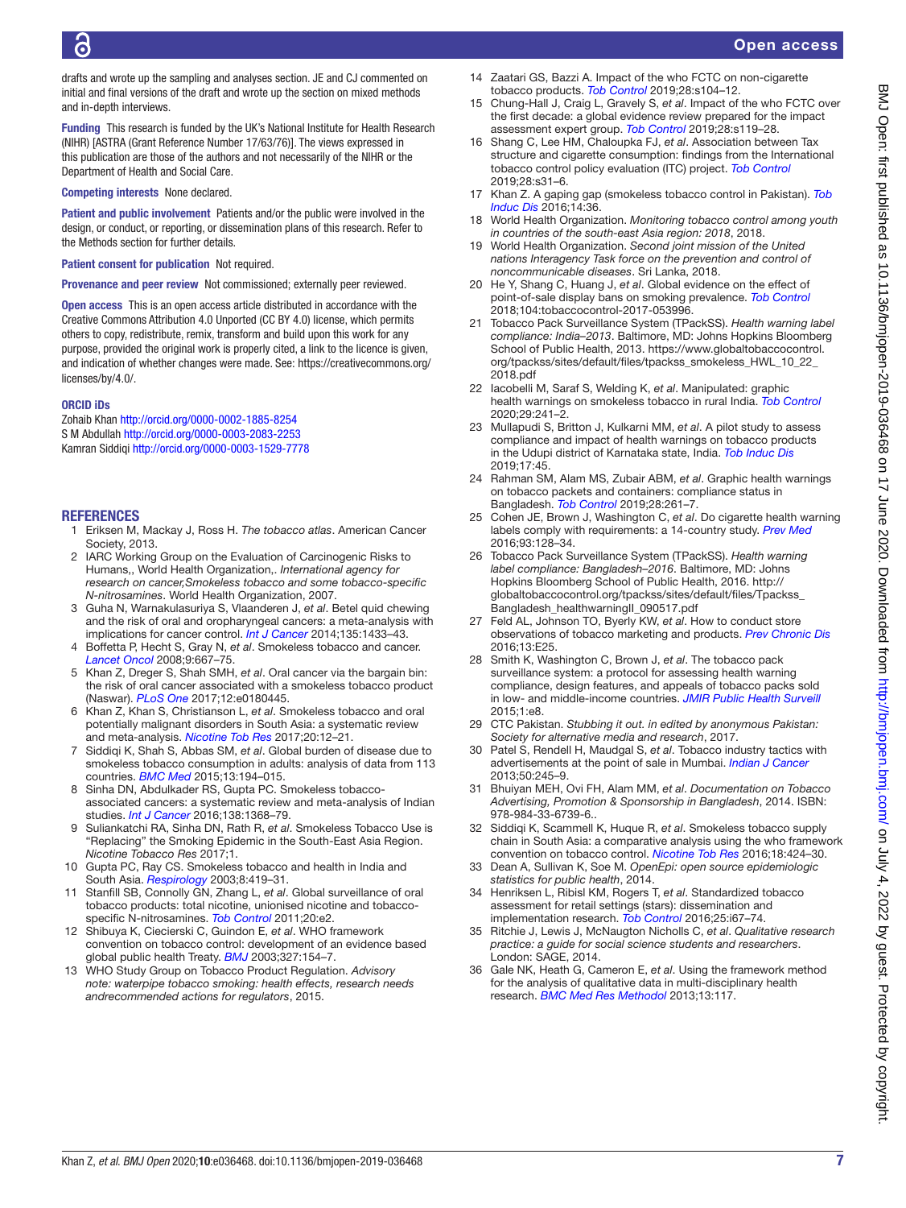drafts and wrote up the sampling and analyses section. JE and CJ commented on initial and final versions of the draft and wrote up the section on mixed methods and in-depth interviews.

**Funding** This research is funded by the UK's National Institute for Health Research (NIHR) [ASTRA (Grant Reference Number 17/63/76)]. The views expressed in this publication are those of the authors and not necessarily of the NIHR or the Department of Health and Social Care.

**Competing interests** None declared.

**Patient and public involvement** Patients and/or the public were involved in the design, or conduct, or reporting, or dissemination plans of this research. Refer to the Methods section for further details.

**Patient consent for publication** Not required.

**Provenance and peer review** Not commissioned; externally peer reviewed.

**Open access** This is an open access article distributed in accordance with the Creative Commons Attribution 4.0 Unported (CC BY 4.0) license, which permits others to copy, redistribute, remix, transform and build upon this work for any purpose, provided the original work is properly cited, a link to the licence is given, and indication of whether changes were made. See: https://creativecommons.org/licenses/by/4.0/.

**ORCID iDs**

Zohaib Khan http://orcid.org/0000-0002-1885-8254
S M Abdullah http://orcid.org/0000-0003-2083-2253
Kamran Siddiqi http://orcid.org/0000-0003-1529-7778

## REFERENCES

1. Eriksen M, Mackay J, Ross H. *The tobacco atlas*. American Cancer Society, 2013.
2. IARC Working Group on the Evaluation of Carcinogenic Risks to Humans,, World Health Organization,. *International agency for research on cancer,Smokeless tobacco and some tobacco-specific N-nitrosamines*. World Health Organization, 2007.
3. Guha N, Warnakulasuriya S, Vlaanderen J, *et al*. Betel quid chewing and the risk of oral and oropharyngeal cancers: a meta-analysis with implications for cancer control. *Int J Cancer* 2014;135:1433–43.
4. Boffetta P, Hecht S, Gray N, *et al*. Smokeless tobacco and cancer. *Lancet Oncol* 2008;9:667–75.
5. Khan Z, Dreger S, Shah SMH, *et al*. Oral cancer via the bargain bin: the risk of oral cancer associated with a smokeless tobacco product (Naswar). *PLoS One* 2017;12:e0180445.
6. Khan Z, Khan S, Christianson L, *et al*. Smokeless tobacco and oral potentially malignant disorders in South Asia: a systematic review and meta-analysis. *Nicotine Tob Res* 2017;20:12–21.
7. Siddiqi K, Shah S, Abbas SM, *et al*. Global burden of disease due to smokeless tobacco consumption in adults: analysis of data from 113 countries. *BMC Med* 2015;13:194–015.
8. Sinha DN, Abdulkader RS, Gupta PC. Smokeless tobacco-associated cancers: a systematic review and meta-analysis of Indian studies. *Int J Cancer* 2016;138:1368–79.
9. Suliankatchi RA, Sinha DN, Rath R, *et al*. Smokeless Tobacco Use is "Replacing" the Smoking Epidemic in the South-East Asia Region. *Nicotine Tobacco Res* 2017;1.
10. Gupta PC, Ray CS. Smokeless tobacco and health in India and South Asia. *Respirology* 2003;8:419–31.
11. Stanfill SB, Connolly GN, Zhang L, *et al*. Global surveillance of oral tobacco products: total nicotine, unionised nicotine and tobacco-specific N-nitrosamines. *Tob Control* 2011;20:e2.
12. Shibuya K, Ciecierski C, Guindon E, *et al*. WHO framework convention on tobacco control: development of an evidence based global public health Treaty. *BMJ* 2003;327:154–7.
13. WHO Study Group on Tobacco Product Regulation. *Advisory note: waterpipe tobacco smoking: health effects, research needs andrecommended actions for regulators*, 2015.
14. Zaatari GS, Bazzi A. Impact of the who FCTC on non-cigarette tobacco products. *Tob Control* 2019;28:s104–12.
15. Chung-Hall J, Craig L, Gravely S, *et al*. Impact of the who FCTC over the first decade: a global evidence review prepared for the impact assessment expert group. *Tob Control* 2019;28:s119–28.
16. Shang C, Lee HM, Chaloupka FJ, *et al*. Association between Tax structure and cigarette consumption: findings from the International tobacco control policy evaluation (ITC) project. *Tob Control* 2019;28:s31–6.
17. Khan Z. A gaping gap (smokeless tobacco control in Pakistan). *Tob Induc Dis* 2016;14:36.
18. World Health Organization. *Monitoring tobacco control among youth in countries of the south-east Asia region: 2018*, 2018.
19. World Health Organization. *Second joint mission of the United nations Interagency Task force on the prevention and control of noncommunicable diseases*. Sri Lanka, 2018.
20. He Y, Shang C, Huang J, *et al*. Global evidence on the effect of point-of-sale display bans on smoking prevalence. *Tob Control* 2018;104:tobaccocontrol-2017-053996.
21. Tobacco Pack Surveillance System (TPackSS). *Health warning label compliance: India–2013*. Baltimore, MD: Johns Hopkins Bloomberg School of Public Health, 2013. https://www.globaltobaccocontrol.org/tpackss/sites/default/files/tpackss_smokeless_HWL_10_22_2018.pdf
22. Iacobelli M, Saraf S, Welding K, *et al*. Manipulated: graphic health warnings on smokeless tobacco in rural India. *Tob Control* 2020;29:241–2.
23. Mullapudi S, Britton J, Kulkarni MM, *et al*. A pilot study to assess compliance and impact of health warnings on tobacco products in the Udupi district of Karnataka state, India. *Tob Induc Dis* 2019;17:45.
24. Rahman SM, Alam MS, Zubair ABM, *et al*. Graphic health warnings on tobacco packets and containers: compliance status in Bangladesh. *Tob Control* 2019;28:261–7.
25. Cohen JE, Brown J, Washington C, *et al*. Do cigarette health warning labels comply with requirements: a 14-country study. *Prev Med* 2016;93:128–34.
26. Tobacco Pack Surveillance System (TPackSS). *Health warning label compliance: Bangladesh–2016*. Baltimore, MD: Johns Hopkins Bloomberg School of Public Health, 2016. http://globaltobaccocontrol.org/tpackss/sites/default/files/Tpackss_Bangladesh_healthwarningII_090517.pdf
27. Feld AL, Johnson TO, Byerly KW, *et al*. How to conduct store observations of tobacco marketing and products. *Prev Chronic Dis* 2016;13:E25.
28. Smith K, Washington C, Brown J, *et al*. The tobacco pack surveillance system: a protocol for assessing health warning compliance, design features, and appeals of tobacco packs sold in low- and middle-income countries. *JMIR Public Health Surveill* 2015;1:e8.
29. CTC Pakistan. *Stubbing it out. in edited by anonymous Pakistan: Society for alternative media and research*, 2017.
30. Patel S, Rendell H, Maudgal S, *et al*. Tobacco industry tactics with advertisements at the point of sale in Mumbai. *Indian J Cancer* 2013;50:245–9.
31. Bhuiyan MEH, Ovi FH, Alam MM, *et al*. *Documentation on Tobacco Advertising, Promotion & Sponsorship in Bangladesh*, 2014. ISBN: 978-984-33-6739-6..
32. Siddiqi K, Scammell K, Huque R, *et al*. Smokeless tobacco supply chain in South Asia: a comparative analysis using the who framework convention on tobacco control. *Nicotine Tob Res* 2016;18:424–30.
33. Dean A, Sullivan K, Soe M. *OpenEpi: open source epidemiologic statistics for public health*, 2014.
34. Henriksen L, Ribisl KM, Rogers T, *et al*. Standardized tobacco assessment for retail settings (stars): dissemination and implementation research. *Tob Control* 2016;25:i67–74.
35. Ritchie J, Lewis J, McNaugton Nicholls C, *et al*. *Qualitative research practice: a guide for social science students and researchers*. London: SAGE, 2014.
36. Gale NK, Heath G, Cameron E, *et al*. Using the framework method for the analysis of qualitative data in multi-disciplinary health research. *BMC Med Res Methodol* 2013;13:117.